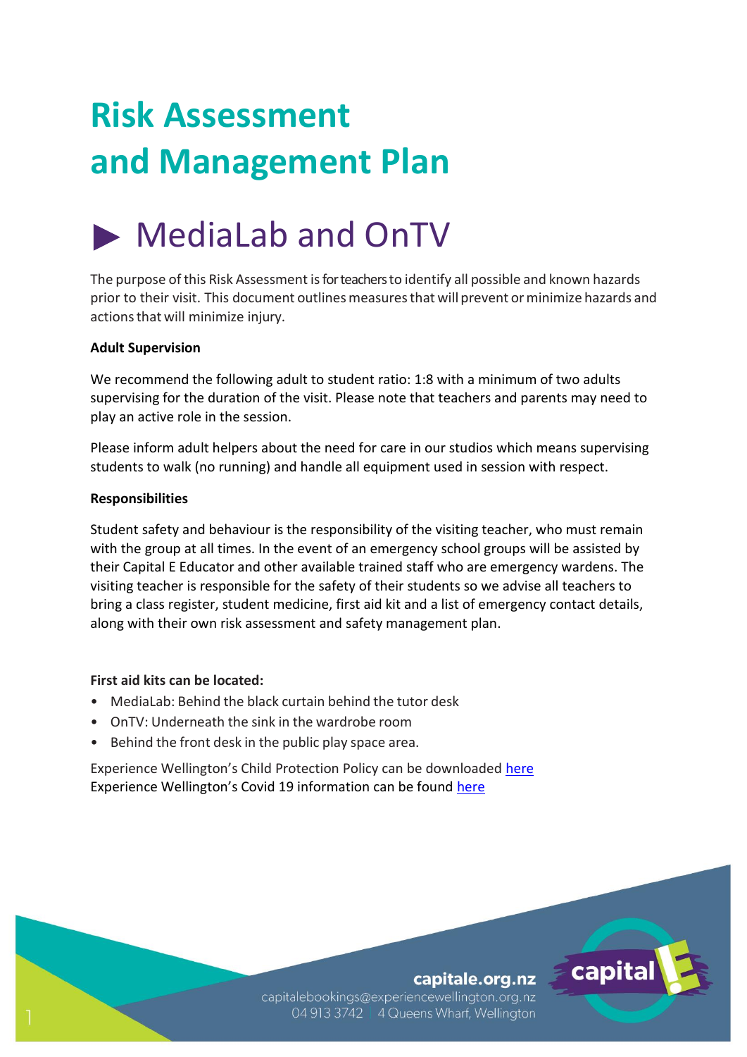# Risk Assessment and Management Plan

## ▶ MediaLab and OnTV

The purpose of this Risk Assessment is for teachers to identify all possible and known hazards prior to their visit. This document outlines measures that will prevent or minimize hazards and actions that will minimize injury.

**Adult Supervision**

We recommend the following adult to student ratio: 1:8 with a minimum of two adults supervising for the duration of the visit. Please note that teachers and parents may need to play an active role in the session.

Please inform adult helpers about the need for care in our studios which means supervising students to walk (no running) and handle all equipment used in session with respect.

**Responsibilities**

Student safety and behaviour is the responsibility of the visiting teacher, who must remain with the group at all times. In the event of an emergency school groups will be assisted by their Capital E Educator and other available trained staff who are emergency wardens. The visiting teacher is responsible for the safety of their students so we advise all teachers to bring a class register, student medicine, first aid kit and a list of emergency contact details, along with their own risk assessment and safety management plan.

**First aid kits can be located:**

- MediaLab: Behind the black curtain behind the tutor desk
- OnTV: Underneath the sink in the wardrobe room
- Behind the front desk in the public play space area.

Experience Wellington's Child Protection Policy can be downloaded here
Experience Wellington's Covid 19 information can be found here

capitale.org.nz
capitalebookings@experiencewellington.org.nz
04 913 3742 | 4 Queens Wharf, Wellington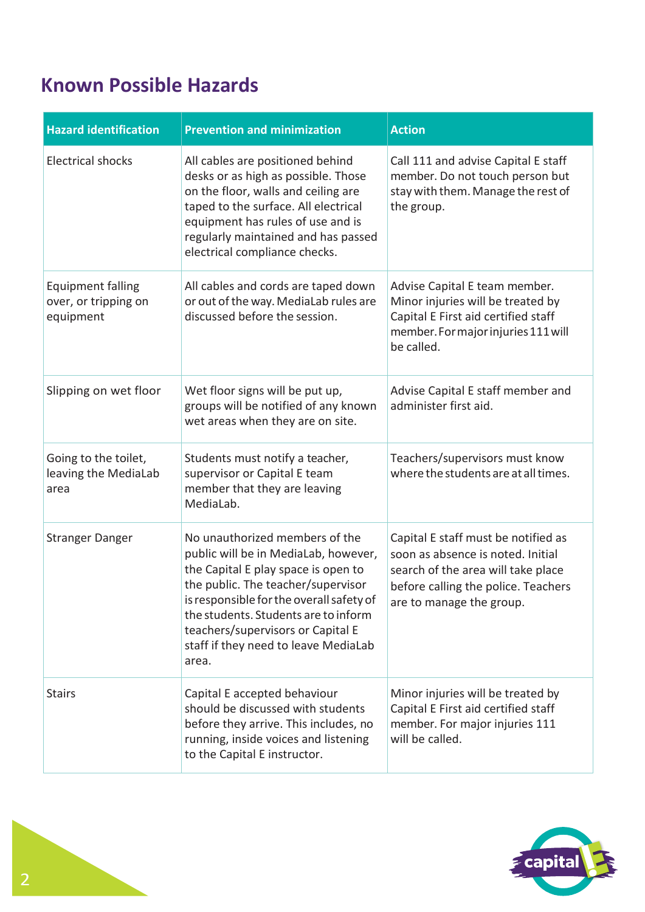## Known Possible Hazards

| Hazard identification | Prevention and minimization | Action |
|---|---|---|
| Electrical shocks | All cables are positioned behind desks or as high as possible. Those on the floor, walls and ceiling are taped to the surface. All electrical equipment has rules of use and is regularly maintained and has passed electrical compliance checks. | Call 111 and advise Capital E staff member. Do not touch person but stay with them. Manage the rest of the group. |
| Equipment falling over, or tripping on equipment | All cables and cords are taped down or out of the way. MediaLab rules are discussed before the session. | Advise Capital E team member. Minor injuries will be treated by Capital E First aid certified staff member. For major injuries 111 will be called. |
| Slipping on wet floor | Wet floor signs will be put up, groups will be notified of any known wet areas when they are on site. | Advise Capital E staff member and administer first aid. |
| Going to the toilet, leaving the MediaLab area | Students must notify a teacher, supervisor or Capital E team member that they are leaving MediaLab. | Teachers/supervisors must know where the students are at all times. |
| Stranger Danger | No unauthorized members of the public will be in MediaLab, however, the Capital E play space is open to the public. The teacher/supervisor is responsible for the overall safety of the students. Students are to inform teachers/supervisors or Capital E staff if they need to leave MediaLab area. | Capital E staff must be notified as soon as absence is noted. Initial search of the area will take place before calling the police. Teachers are to manage the group. |
| Stairs | Capital E accepted behaviour should be discussed with students before they arrive. This includes, no running, inside voices and listening to the Capital E instructor. | Minor injuries will be treated by Capital E First aid certified staff member. For major injuries 111 will be called. |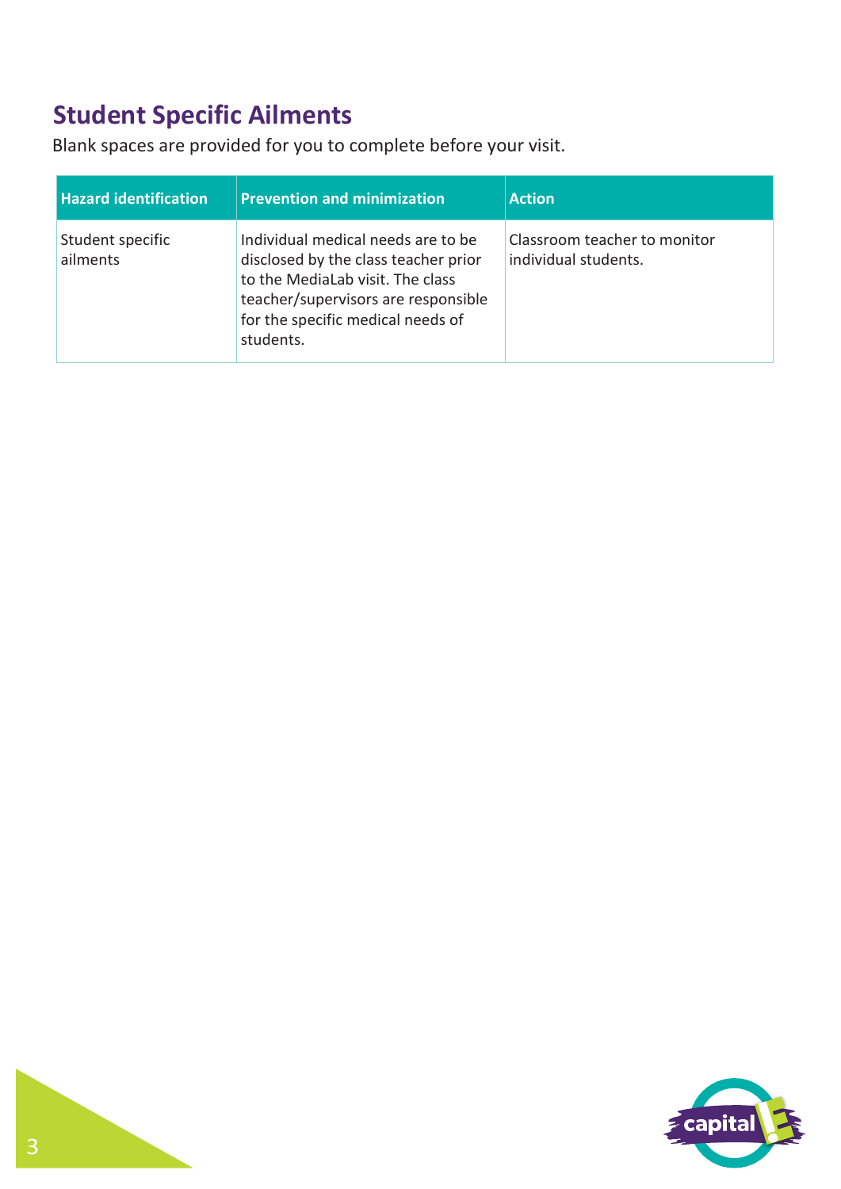## Student Specific Ailments

Blank spaces are provided for you to complete before your visit.

| Hazard identification | Prevention and minimization | Action |
| --- | --- | --- |
| Student specific ailments | Individual medical needs are to be disclosed by the class teacher prior to the MediaLab visit. The class teacher/supervisors are responsible for the specific medical needs of students. | Classroom teacher to monitor individual students. |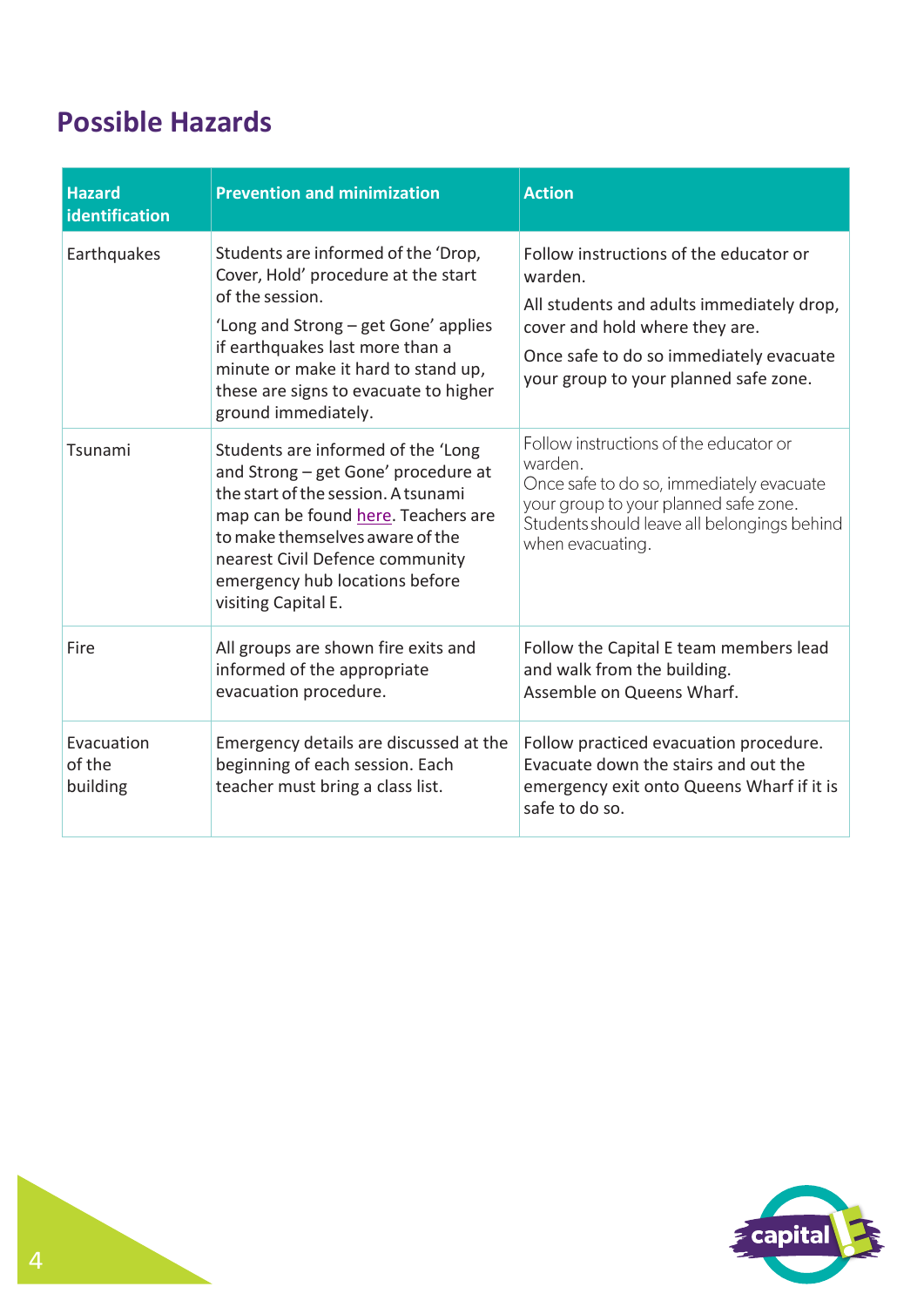## Possible Hazards

| Hazard identification | Prevention and minimization | Action |
|---|---|---|
| Earthquakes | Students are informed of the 'Drop, Cover, Hold' procedure at the start of the session. 'Long and Strong – get Gone' applies if earthquakes last more than a minute or make it hard to stand up, these are signs to evacuate to higher ground immediately. | Follow instructions of the educator or warden. All students and adults immediately drop, cover and hold where they are. Once safe to do so immediately evacuate your group to your planned safe zone. |
| Tsunami | Students are informed of the 'Long and Strong – get Gone' procedure at the start of the session. A tsunami map can be found here. Teachers are to make themselves aware of the nearest Civil Defence community emergency hub locations before visiting Capital E. | Follow instructions of the educator or warden. Once safe to do so, immediately evacuate your group to your planned safe zone. Students should leave all belongings behind when evacuating. |
| Fire | All groups are shown fire exits and informed of the appropriate evacuation procedure. | Follow the Capital E team members lead and walk from the building. Assemble on Queens Wharf. |
| Evacuation of the building | Emergency details are discussed at the beginning of each session. Each teacher must bring a class list. | Follow practiced evacuation procedure. Evacuate down the stairs and out the emergency exit onto Queens Wharf if it is safe to do so. |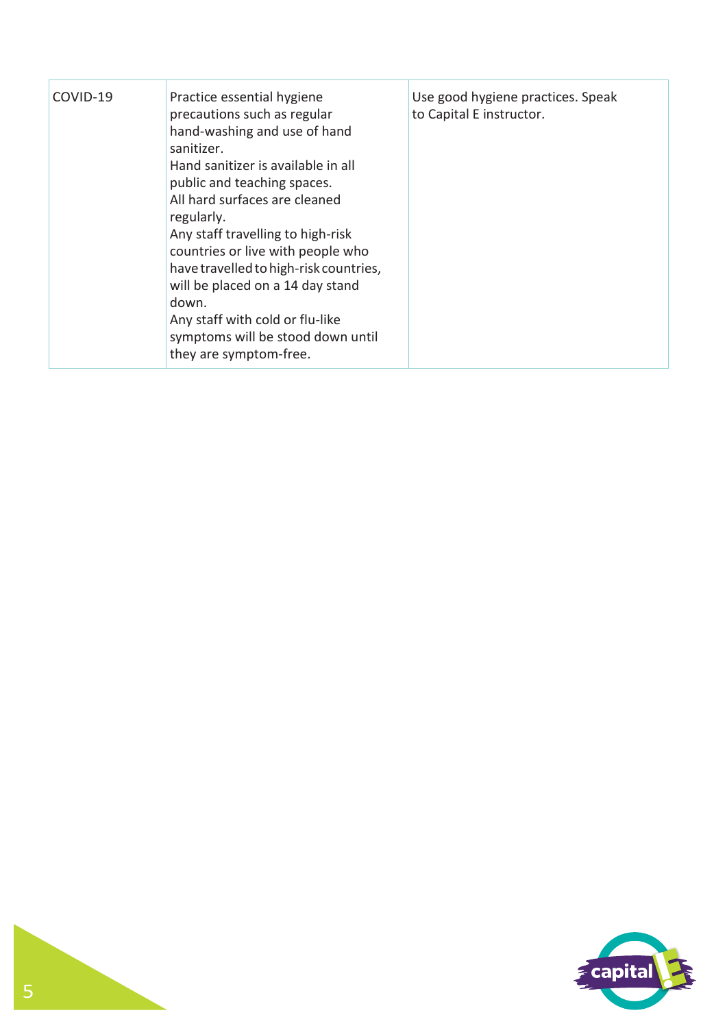| | | |
|---|---|---|
| COVID-19 | Practice essential hygiene precautions such as regular hand-washing and use of hand sanitizer.<br>Hand sanitizer is available in all public and teaching spaces.<br>All hard surfaces are cleaned regularly.<br>Any staff travelling to high-risk countries or live with people who have travelled to high-risk countries, will be placed on a 14 day stand down.<br>Any staff with cold or flu-like symptoms will be stood down until they are symptom-free. | Use good hygiene practices. Speak to Capital E instructor. |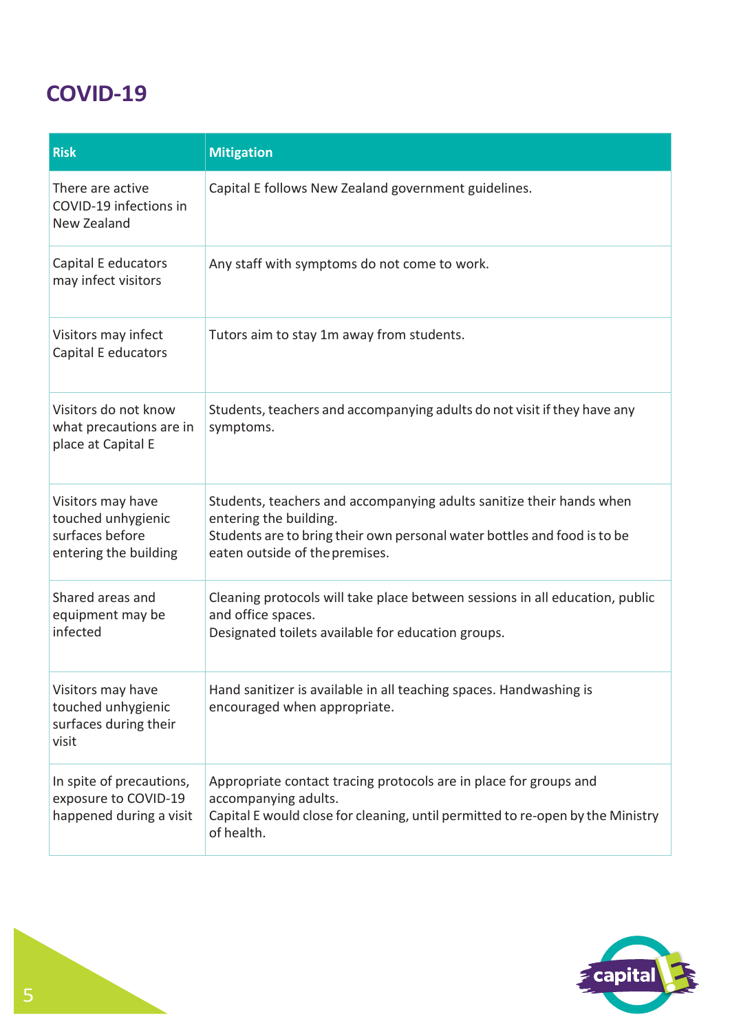# COVID-19

| Risk | Mitigation |
|---|---|
| There are active COVID-19 infections in New Zealand | Capital E follows New Zealand government guidelines. |
| Capital E educators may infect visitors | Any staff with symptoms do not come to work. |
| Visitors may infect Capital E educators | Tutors aim to stay 1m away from students. |
| Visitors do not know what precautions are in place at Capital E | Students, teachers and accompanying adults do not visit if they have any symptoms. |
| Visitors may have touched unhygienic surfaces before entering the building | Students, teachers and accompanying adults sanitize their hands when entering the building.<br>Students are to bring their own personal water bottles and food is to be eaten outside of the premises. |
| Shared areas and equipment may be infected | Cleaning protocols will take place between sessions in all education, public and office spaces.<br>Designated toilets available for education groups. |
| Visitors may have touched unhygienic surfaces during their visit | Hand sanitizer is available in all teaching spaces. Handwashing is encouraged when appropriate. |
| In spite of precautions, exposure to COVID-19 happened during a visit | Appropriate contact tracing protocols are in place for groups and accompanying adults.<br>Capital E would close for cleaning, until permitted to re-open by the Ministry of health. |